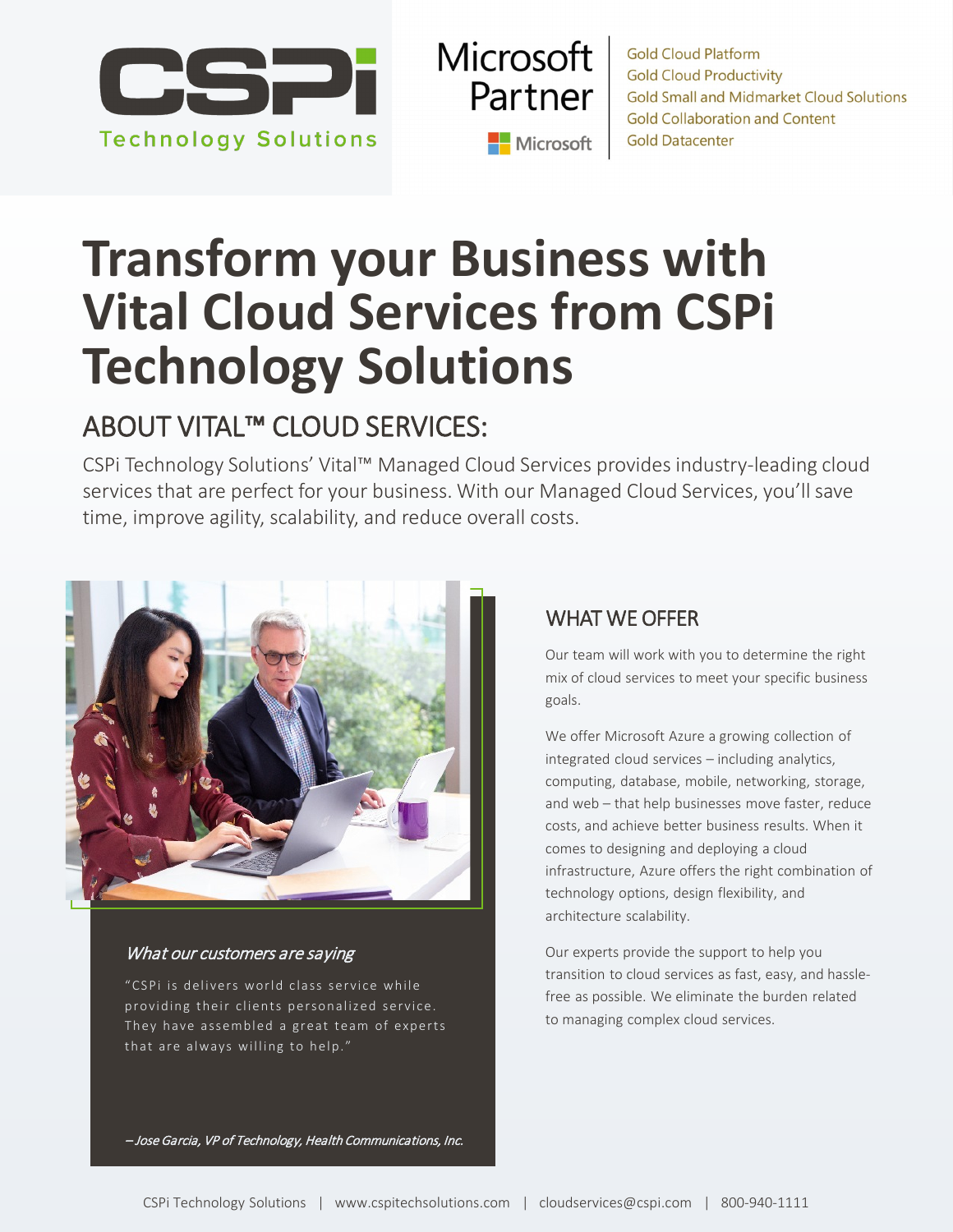CSPi Technology Solutions

Microsoft Partner

Gold Cloud Platform
Gold Cloud Productivity
Gold Small and Midmarket Cloud Solutions
Gold Collaboration and Content
Gold Datacenter

# Transform your Business with Vital Cloud Services from CSPi Technology Solutions

## ABOUT VITAL™ CLOUD SERVICES:

CSPi Technology Solutions' Vital™ Managed Cloud Services provides industry-leading cloud services that are perfect for your business. With our Managed Cloud Services, you'll save time, improve agility, scalability, and reduce overall costs.

### WHAT WE OFFER

Our team will work with you to determine the right mix of cloud services to meet your specific business goals.

We offer Microsoft Azure a growing collection of integrated cloud services – including analytics, computing, database, mobile, networking, storage, and web – that help businesses move faster, reduce costs, and achieve better business results. When it comes to designing and deploying a cloud infrastructure, Azure offers the right combination of technology options, design flexibility, and architecture scalability.

Our experts provide the support to help you transition to cloud services as fast, easy, and hassle-free as possible. We eliminate the burden related to managing complex cloud services.

*What our customers are saying*

"CSPi is delivers world class service while providing their clients personalized service. They have assembled a great team of experts that are always willing to help."

*– Jose Garcia, VP of Technology, Health Communications, Inc.*

CSPi Technology Solutions | www.cspitechsolutions.com | cloudservices@cspi.com | 800-940-1111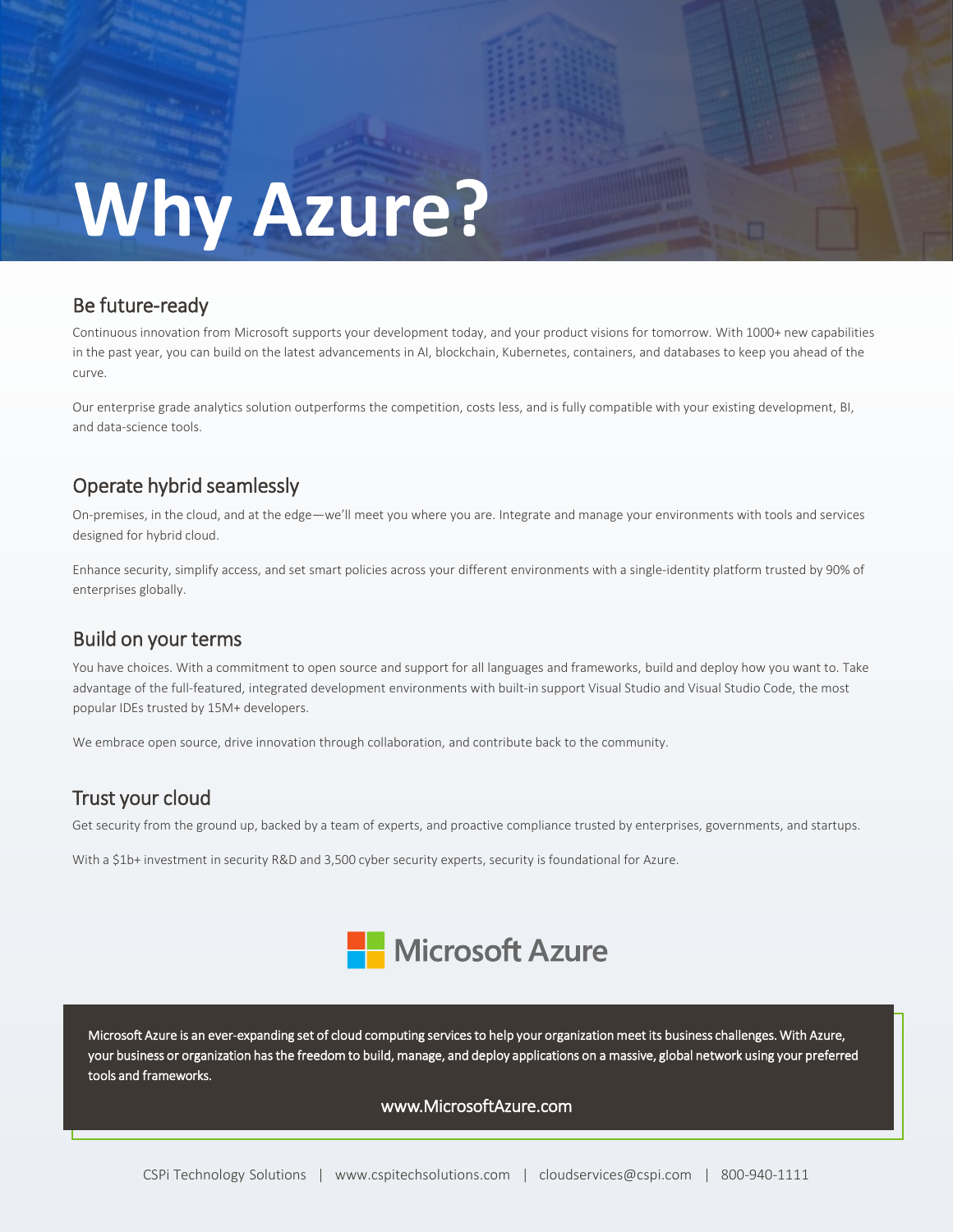# Why Azure?

## Be future-ready

Continuous innovation from Microsoft supports your development today, and your product visions for tomorrow. With 1000+ new capabilities in the past year, you can build on the latest advancements in AI, blockchain, Kubernetes, containers, and databases to keep you ahead of the curve.

Our enterprise grade analytics solution outperforms the competition, costs less, and is fully compatible with your existing development, BI, and data-science tools.

## Operate hybrid seamlessly

On-premises, in the cloud, and at the edge—we'll meet you where you are. Integrate and manage your environments with tools and services designed for hybrid cloud.

Enhance security, simplify access, and set smart policies across your different environments with a single-identity platform trusted by 90% of enterprises globally.

## Build on your terms

You have choices. With a commitment to open source and support for all languages and frameworks, build and deploy how you want to. Take advantage of the full-featured, integrated development environments with built-in support Visual Studio and Visual Studio Code, the most popular IDEs trusted by 15M+ developers.

We embrace open source, drive innovation through collaboration, and contribute back to the community.

## Trust your cloud

Get security from the ground up, backed by a team of experts, and proactive compliance trusted by enterprises, governments, and startups.

With a $1b+ investment in security R&D and 3,500 cyber security experts, security is foundational for Azure.

Microsoft Azure

Microsoft Azure is an ever-expanding set of cloud computing services to help your organization meet its business challenges. With Azure, your business or organization has the freedom to build, manage, and deploy applications on a massive, global network using your preferred tools and frameworks.

www.MicrosoftAzure.com

CSPi Technology Solutions | www.cspitechsolutions.com | cloudservices@cspi.com | 800-940-1111